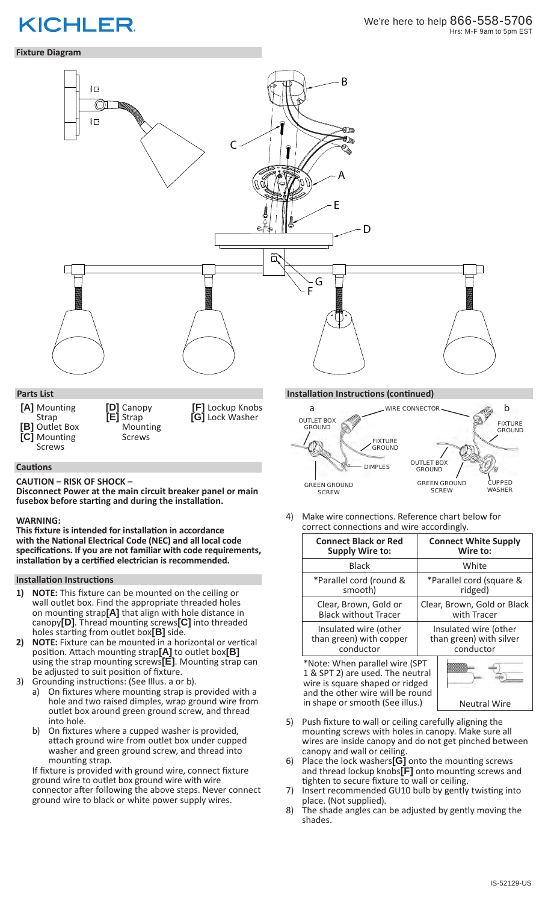KICHLER

We're here to help 866-558-5706
Hrs: M-F 9am to 5pm EST

## Fixture Diagram

## Parts List

- **[A]** Mounting Strap
- **[B]** Outlet Box
- **[C]** Mounting Screws
- **[D]** Canopy
- **[E]** Strap Mounting Screws
- **[F]** Lockup Knobs
- **[G]** Lock Washer

## Cautions

**CAUTION – RISK OF SHOCK –**
**Disconnect Power at the main circuit breaker panel or main fusebox before starting and during the installation.**

**WARNING:**
**This fixture is intended for installation in accordance with the National Electrical Code (NEC) and all local code specifications. If you are not familiar with code requirements, installation by a certified electrician is recommended.**

## Installation Instructions

1) **NOTE:** This fixture can be mounted on the ceiling or wall outlet box. Find the appropriate threaded holes on mounting strap**[A]** that align with hole distance in canopy**[D]**. Thread mounting screws**[C]** into threaded holes starting from outlet box**[B]** side.
2) **NOTE:** Fixture can be mounted in a horizontal or vertical position. Attach mounting strap**[A]** to outlet box**[B]** using the strap mounting screws**[E]**. Mounting strap can be adjusted to suit position of fixture.
3) Grounding instructions: (See Illus. a or b).
   a) On fixtures where mounting strap is provided with a hole and two raised dimples, wrap ground wire from outlet box around green ground screw, and thread into hole.
   b) On fixtures where a cupped washer is provided, attach ground wire from outlet box under cupped washer and green ground screw, and thread into mounting strap.

   If fixture is provided with ground wire, connect fixture ground wire to outlet box ground wire with wire connector after following the above steps. Never connect ground wire to black or white power supply wires.

## Installation Instructions (continued)

4) Make wire connections. Reference chart below for correct connections and wire accordingly.

| Connect Black or Red Supply Wire to: | Connect White Supply Wire to: |
|---|---|
| Black | White |
| *Parallel cord (round & smooth) | *Parallel cord (square & ridged) |
| Clear, Brown, Gold or Black without Tracer | Clear, Brown, Gold or Black with Tracer |
| Insulated wire (other than green) with copper conductor | Insulated wire (other than green) with silver conductor |

*Note: When parallel wire (SPT 1 & SPT 2) are used. The neutral wire is square shaped or ridged and the other wire will be round in shape or smooth (See illus.)

Neutral Wire

5) Push fixture to wall or ceiling carefully aligning the mounting screws with holes in canopy. Make sure all wires are inside canopy and do not get pinched between canopy and wall or ceiling.
6) Place the lock washers**[G]** onto the mounting screws and thread lockup knobs**[F]** onto mounting screws and tighten to secure fixture to wall or ceiling.
7) Insert recommended GU10 bulb by gently twisting into place. (Not supplied).
8) The shade angles can be adjusted by gently moving the shades.

IS-52129-US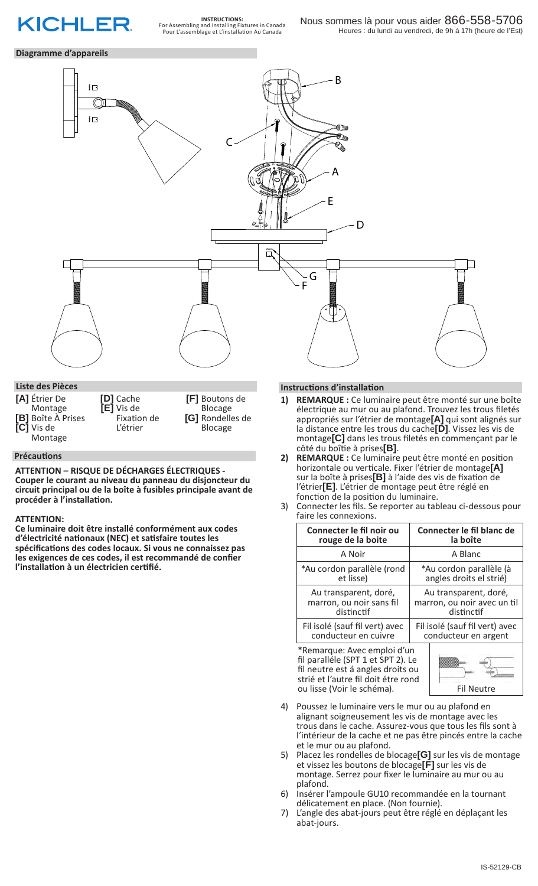**INSTRUCTIONS:**
For Assembling and Installing Fixtures in Canada
Pour L'assemblage et L'installation Au Canada

Nous sommes là pour vous aider 866-558-5706
Heures : du lundi au vendredi, de 9h à 17h (heure de l'Est)

## Diagramme d'appareils

## Liste des Pièces

**[A]** Étrier De Montage
**[B]** Boîte À Prises
**[C]** Vis de Montage
**[D]** Cache
**[E]** Vis de Fixation de L'étrier
**[F]** Boutons de Blocage
**[G]** Rondelles de Blocage

## Précautions

**ATTENTION – RISQUE DE DÉCHARGES ÉLECTRIQUES - Couper le courant au niveau du panneau du disjoncteur du circuit principal ou de la boîte à fusibles principale avant de procéder à l'installation.**

**ATTENTION:**
**Ce luminaire doit être installé conformément aux codes d'électricité nationaux (NEC) et satisfaire toutes les spécifications des codes locaux. Si vous ne connaissez pas les exigences de ces codes, il est recommandé de confier l'installation à un électricien certifié.**

## Instructions d'installation

1) **REMARQUE :** Ce luminaire peut être monté sur une boîte électrique au mur ou au plafond. Trouvez les trous filetés appropriés sur l'étrier de montage**[A]** qui sont alignés sur la distance entre les trous du cache**[D]**. Vissez les vis de montage**[C]** dans les trous filetés en commençant par le côté du boîtie à prises**[B]**.
2) **REMARQUE :** Ce luminaire peut être monté en position horizontale ou verticale. Fixer l'étrier de montage**[A]** sur la boîte à prises**[B]** à l'aide des vis de fixation de l'étrier**[E]**. L'étrier de montage peut être réglé en fonction de la position du luminaire.
3) Connecter les fils. Se reporter au tableau ci-dessous pour faire les connexions.

| Connecter le fil noir ou rouge de la boite | Connecter le fil blanc de la boite |
|---|---|
| A Noir | A Blanc |
| *Au cordon parallèle (rond et lisse) | *Au cordon parallèle (à angles droits el strié) |
| Au transparent, doré, marron, ou noir sans fil distinctif | Au transparent, doré, marron, ou noir avec un fil distinctif |
| Fil isolé (sauf fil vert) avec conducteur en cuivre | Fil isolé (sauf fil vert) avec conducteur en argent |

*Remarque: Avec emploi d'un fil paralléle (SPT 1 et SPT 2). Le fil neutre est á angles droits ou strié et l'autre fil doit étre rond ou lisse (Voir le schéma).

Fil Neutre

4) Poussez le luminaire vers le mur ou au plafond en alignant soigneusement les vis de montage avec les trous dans le cache. Assurez-vous que tous les fils sont à l'intérieur de la cache et ne pas être pincés entre la cache et le mur ou au plafond.
5) Placez les rondelles de blocage**[G]** sur les vis de montage et vissez les boutons de blocage**[F]** sur les vis de montage. Serrez pour fixer le luminaire au mur ou au plafond.
6) Insérer l'ampoule GU10 recommandée en la tournant délicatement en place. (Non fournie).
7) L'angle des abat-jours peut être réglé en déplaçant les abat-jours.

IS-52129-CB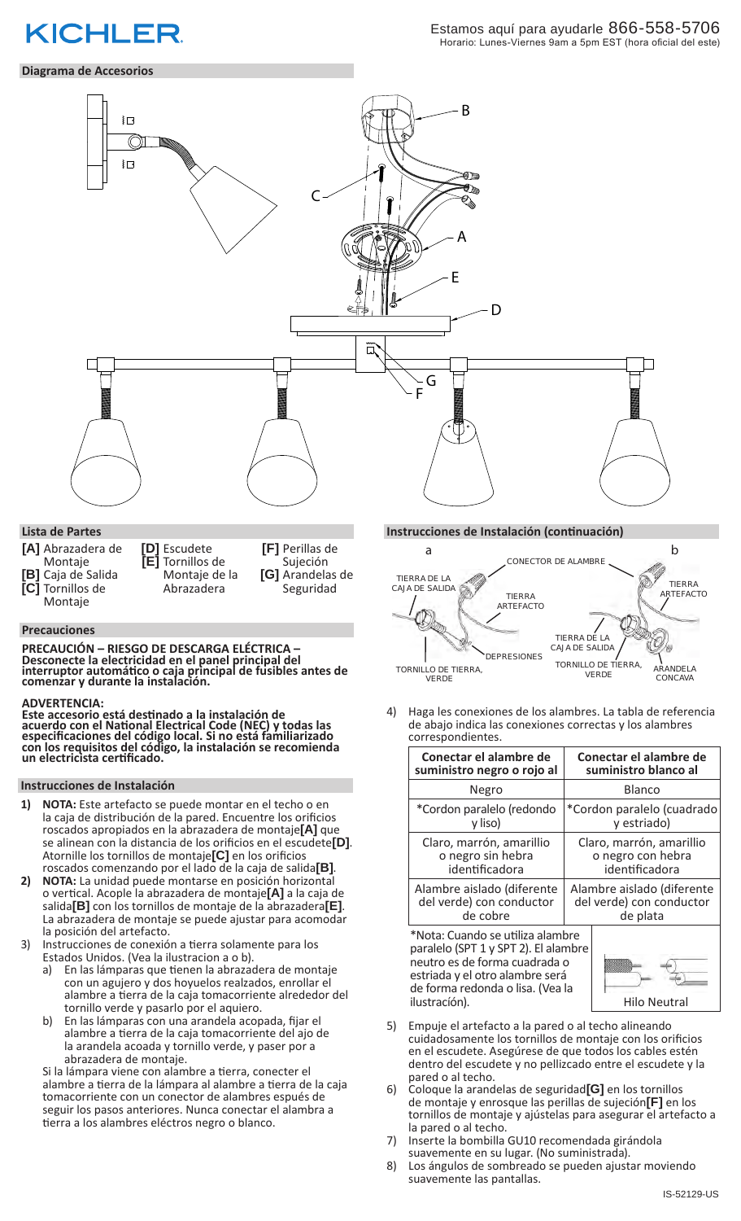# KICHLER

Estamos aquí para ayudarle 866-558-5706
Horario: Lunes-Viernes 9am a 5pm EST (hora oficial del este)

## Diagrama de Accesorios

B

C

A

E

D

G

F

## Lista de Partes

**[A]** Abrazadera de Montaje
**[B]** Caja de Salida
**[C]** Tornillos de Montaje
**[D]** Escudete
**[E]** Tornillos de Montaje de la Abrazadera
**[F]** Perillas de Sujeción
**[G]** Arandelas de Seguridad

## Precauciones

**PRECAUCIÓN – RIESGO DE DESCARGA ELÉCTRICA – Desconecte la electricidad en el panel principal del interruptor automático o caja principal de fusibles antes de comenzar y durante la instalación.**

**ADVERTENCIA:**
**Este accesorio está destinado a la instalación de acuerdo con el National Electrical Code (NEC) y todas las especificaciones del código local. Si no está familiarizado con los requisitos del código, la instalación se recomienda un electricista certificado.**

## Instrucciones de Instalación

1) **NOTA:** Este artefacto se puede montar en el techo o en la caja de distribución de la pared. Encuentre los orificios roscados apropiados en la abrazadera de montaje**[A]** que se alinean con la distancia de los orificios en el escudete**[D]**. Atornille los tornillos de montaje**[C]** en los orificios roscados comenzando por el lado de la caja de salida**[B]**.
2) **NOTA:** La unidad puede montarse en posición horizontal o vertical. Acople la abrazadera de montaje**[A]** a la caja de salida**[B]** con los tornillos de montaje de la abrazadera**[E]**. La abrazadera de montaje se puede ajustar para acomodar la posición del artefacto.
3) Instrucciones de conexión a tierra solamente para los Estados Unidos. (Vea la ilustracion a o b).
   a) En las lámparas que tienen la abrazadera de montaje con un agujero y dos hoyuelos realzados, enrollar el alambre a tierra de la caja tomacorriente alrededor del tornillo verde y pasarlo por el aquiero.
   b) En las lámparas con una arandela acopada, fijar el alambre a tierra de la caja tomacorriente del ajo de la arandela acoada y tornillo verde, y paser por a abrazadera de montaje.

   Si la lámpara viene con alambre a tierra, conecter el alambre a tierra de la lámpara al alambre a tierra de la caja tomacorriente con un conector de alambres espués de seguir los pasos anteriores. Nunca conectar el alambra a tierra a los alambres eléctros negro o blanco.

## Instrucciones de Instalación (continuación)

a

CONECTOR DE ALAMBRE
TIERRA DE LA CAJA DE SALIDA
TIERRA ARTEFACTO
DEPRESIONES
TORNILLO DE TIERRA, VERDE

b

TIERRA ARTEFACTO
TIERRA DE LA CAJA DE SALIDA
TORNILLO DE TIERRA, VERDE
ARANDELA CONCAVA

4) Haga les conexiones de los alambres. La tabla de referencia de abajo indica las conexiones correctas y los alambres correspondientes.

| Conectar el alambre de suministro negro o rojo al | Conectar el alambre de suministro blanco al |
|---|---|
| Negro | Blanco |
| *Cordon paralelo (redondo y liso) | *Cordon paralelo (cuadrado y estriado) |
| Claro, marrón, amarillio o negro sin hebra identificadora | Claro, marrón, amarillio o negro con hebra identificadora |
| Alambre aislado (diferente del verde) con conductor de cobre | Alambre aislado (diferente del verde) con conductor de plata |

*Nota: Cuando se utiliza alambre paralelo (SPT 1 y SPT 2). El alambre neutro es de forma cuadrada o estriada y el otro alambre será de forma redonda o lisa. (Vea la ilustración).

Hilo Neutral

5) Empuje el artefacto a la pared o al techo alineando cuidadosamente los tornillos de montaje con los orificios en el escudete. Asegúrese de que todos los cables estén dentro del escudete y no pellizcado entre el escudete y la pared o al techo.
6) Coloque la arandelas de seguridad**[G]** en los tornillos de montaje y enrosque las perillas de sujeción**[F]** en los tornillos de montaje y ajústelas para asegurar el artefacto a la pared o al techo.
7) Inserte la bombilla GU10 recomendada girándola suavemente en su lugar. (No suministrada).
8) Los ángulos de sombreado se pueden ajustar moviendo suavemente las pantallas.

IS-52129-US